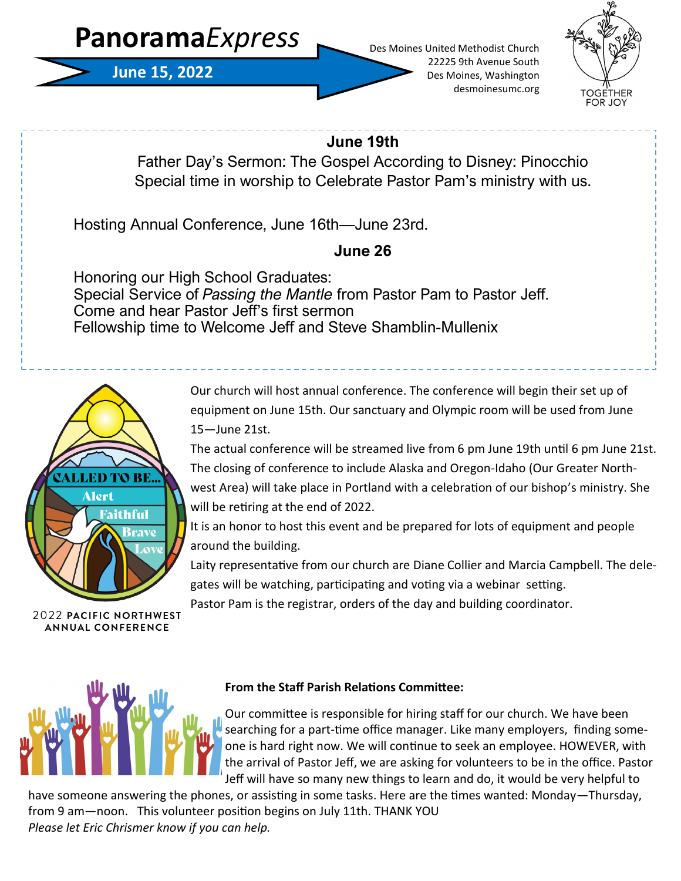# Panorama*Express*

**June 15, 2022**

Des Moines United Methodist Church
22225 9th Avenue South
Des Moines, Washington
desmoinesumc.org

TOGETHER FOR JOY

**June 19th**

Father Day's Sermon: The Gospel According to Disney: Pinocchio
Special time in worship to Celebrate Pastor Pam's ministry with us.

Hosting Annual Conference, June 16th—June 23rd.

**June 26**

Honoring our High School Graduates:
Special Service of *Passing the Mantle* from Pastor Pam to Pastor Jeff.
Come and hear Pastor Jeff's first sermon
Fellowship time to Welcome Jeff and Steve Shamblin-Mullenix

CALLED TO BE... Alert Faithful Brave Love

2022 **PACIFIC NORTHWEST ANNUAL CONFERENCE**

Our church will host annual conference. The conference will begin their set up of equipment on June 15th. Our sanctuary and Olympic room will be used from June 15—June 21st.

The actual conference will be streamed live from 6 pm June 19th until 6 pm June 21st. The closing of conference to include Alaska and Oregon-Idaho (Our Greater Northwest Area) will take place in Portland with a celebration of our bishop's ministry. She will be retiring at the end of 2022.

It is an honor to host this event and be prepared for lots of equipment and people around the building.

Laity representative from our church are Diane Collier and Marcia Campbell. The delegates will be watching, participating and voting via a webinar setting.

Pastor Pam is the registrar, orders of the day and building coordinator.

**From the Staff Parish Relations Committee:**

Our committee is responsible for hiring staff for our church. We have been searching for a part-time office manager. Like many employers, finding someone is hard right now. We will continue to seek an employee. HOWEVER, with the arrival of Pastor Jeff, we are asking for volunteers to be in the office. Pastor Jeff will have so many new things to learn and do, it would be very helpful to have someone answering the phones, or assisting in some tasks. Here are the times wanted: Monday—Thursday, from 9 am—noon. This volunteer position begins on July 11th. THANK YOU

*Please let Eric Chrismer know if you can help.*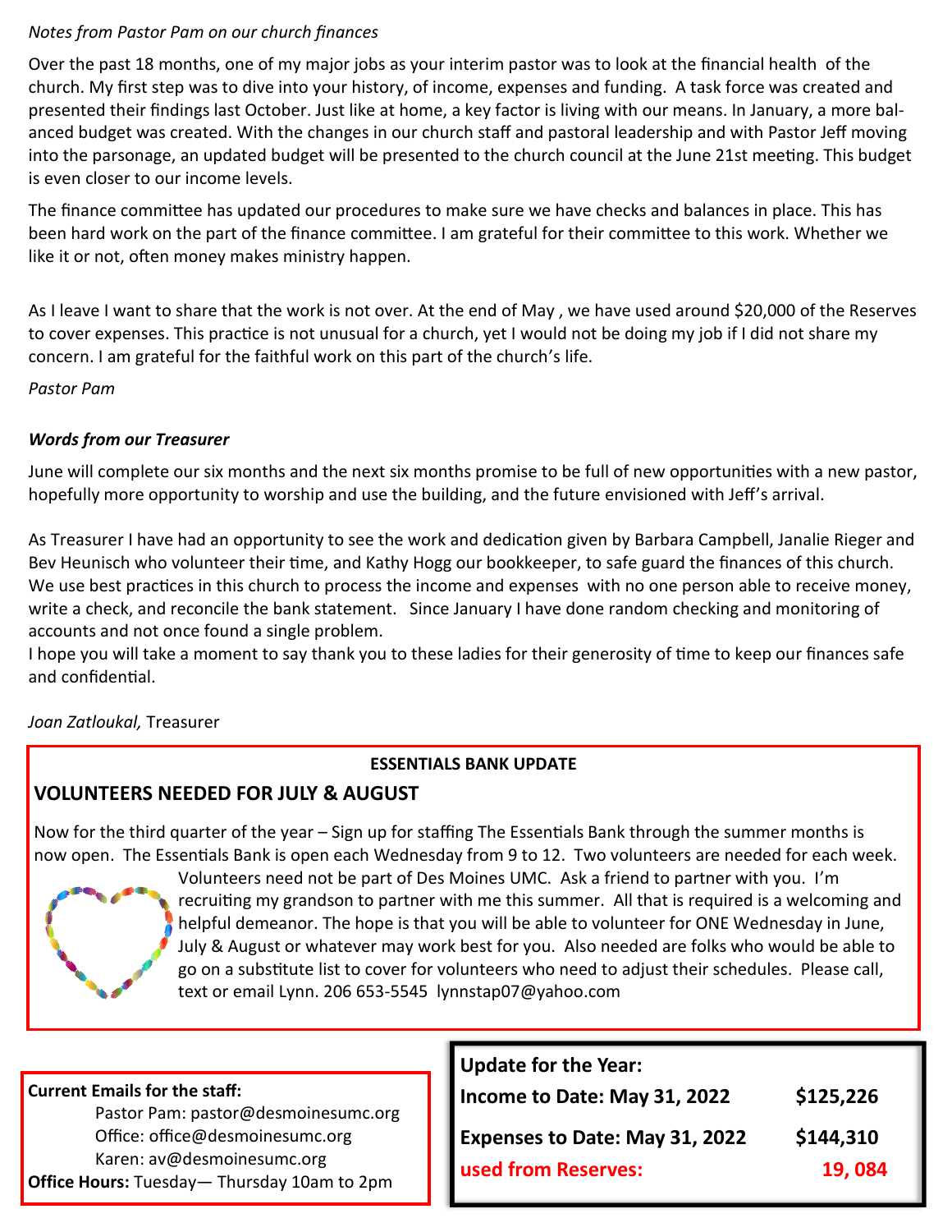*Notes from Pastor Pam on our church finances*

Over the past 18 months, one of my major jobs as your interim pastor was to look at the financial health of the church. My first step was to dive into your history, of income, expenses and funding. A task force was created and presented their findings last October. Just like at home, a key factor is living with our means. In January, a more balanced budget was created. With the changes in our church staff and pastoral leadership and with Pastor Jeff moving into the parsonage, an updated budget will be presented to the church council at the June 21st meeting. This budget is even closer to our income levels.

The finance committee has updated our procedures to make sure we have checks and balances in place. This has been hard work on the part of the finance committee. I am grateful for their committee to this work. Whether we like it or not, often money makes ministry happen.

As I leave I want to share that the work is not over. At the end of May , we have used around $20,000 of the Reserves to cover expenses. This practice is not unusual for a church, yet I would not be doing my job if I did not share my concern. I am grateful for the faithful work on this part of the church's life.

*Pastor Pam*

***Words from our Treasurer***

June will complete our six months and the next six months promise to be full of new opportunities with a new pastor, hopefully more opportunity to worship and use the building, and the future envisioned with Jeff's arrival.

As Treasurer I have had an opportunity to see the work and dedication given by Barbara Campbell, Janalie Rieger and Bev Heunisch who volunteer their time, and Kathy Hogg our bookkeeper, to safe guard the finances of this church. We use best practices in this church to process the income and expenses with no one person able to receive money, write a check, and reconcile the bank statement. Since January I have done random checking and monitoring of accounts and not once found a single problem.
I hope you will take a moment to say thank you to these ladies for their generosity of time to keep our finances safe and confidential.

*Joan Zatloukal,* Treasurer

**ESSENTIALS BANK UPDATE**

## VOLUNTEERS NEEDED FOR JULY & AUGUST

Now for the third quarter of the year – Sign up for staffing The Essentials Bank through the summer months is now open. The Essentials Bank is open each Wednesday from 9 to 12. Two volunteers are needed for each week. Volunteers need not be part of Des Moines UMC. Ask a friend to partner with you. I'm recruiting my grandson to partner with me this summer. All that is required is a welcoming and helpful demeanor. The hope is that you will be able to volunteer for ONE Wednesday in June, July & August or whatever may work best for you. Also needed are folks who would be able to go on a substitute list to cover for volunteers who need to adjust their schedules. Please call, text or email Lynn. 206 653-5545 lynnstap07@yahoo.com

**Current Emails for the staff:**
Pastor Pam: pastor@desmoinesumc.org
Office: office@desmoinesumc.org
Karen: av@desmoinesumc.org
**Office Hours:** Tuesday— Thursday 10am to 2pm

**Update for the Year:**

| | |
|---|---|
| **Income to Date: May 31, 2022** | **$125,226** |
| **Expenses to Date: May 31, 2022** | **$144,310** |
| **used from Reserves:** | **19, 084** |